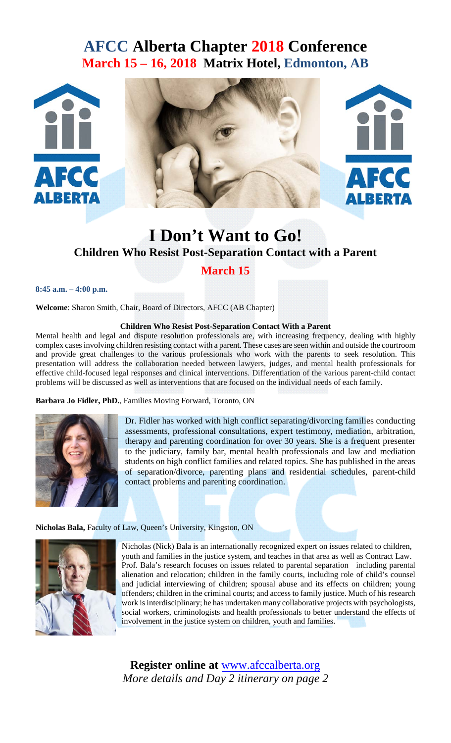# AFCC Alberta Chapter 2018 Conference

## March 15 – 16, 2018 Matrix Hotel, Edmonton, AB

# I Don't Want to Go!

## Children Who Resist Post-Separation Contact with a Parent

### March 15

**8:45 a.m. – 4:00 p.m.**

**Welcome**: Sharon Smith, Chair, Board of Directors, AFCC (AB Chapter)

**Children Who Resist Post-Separation Contact With a Parent**

Mental health and legal and dispute resolution professionals are, with increasing frequency, dealing with highly complex cases involving children resisting contact with a parent. These cases are seen within and outside the courtroom and provide great challenges to the various professionals who work with the parents to seek resolution. This presentation will address the collaboration needed between lawyers, judges, and mental health professionals for effective child-focused legal responses and clinical interventions. Differentiation of the various parent-child contact problems will be discussed as well as interventions that are focused on the individual needs of each family.

**Barbara Jo Fidler, PhD.**, Families Moving Forward, Toronto, ON

Dr. Fidler has worked with high conflict separating/divorcing families conducting assessments, professional consultations, expert testimony, mediation, arbitration, therapy and parenting coordination for over 30 years. She is a frequent presenter to the judiciary, family bar, mental health professionals and law and mediation students on high conflict families and related topics. She has published in the areas of separation/divorce, parenting plans and residential schedules, parent-child contact problems and parenting coordination.

**Nicholas Bala,** Faculty of Law, Queen's University, Kingston, ON

Nicholas (Nick) Bala is an internationally recognized expert on issues related to children, youth and families in the justice system, and teaches in that area as well as Contract Law. Prof. Bala's research focuses on issues related to parental separation including parental alienation and relocation; children in the family courts, including role of child's counsel and judicial interviewing of children; spousal abuse and its effects on children; young offenders; children in the criminal courts; and access to family justice. Much of his research work is interdisciplinary; he has undertaken many collaborative projects with psychologists, social workers, criminologists and health professionals to better understand the effects of involvement in the justice system on children, youth and families.

**Register online at** www.afccalberta.org

*More details and Day 2 itinerary on page 2*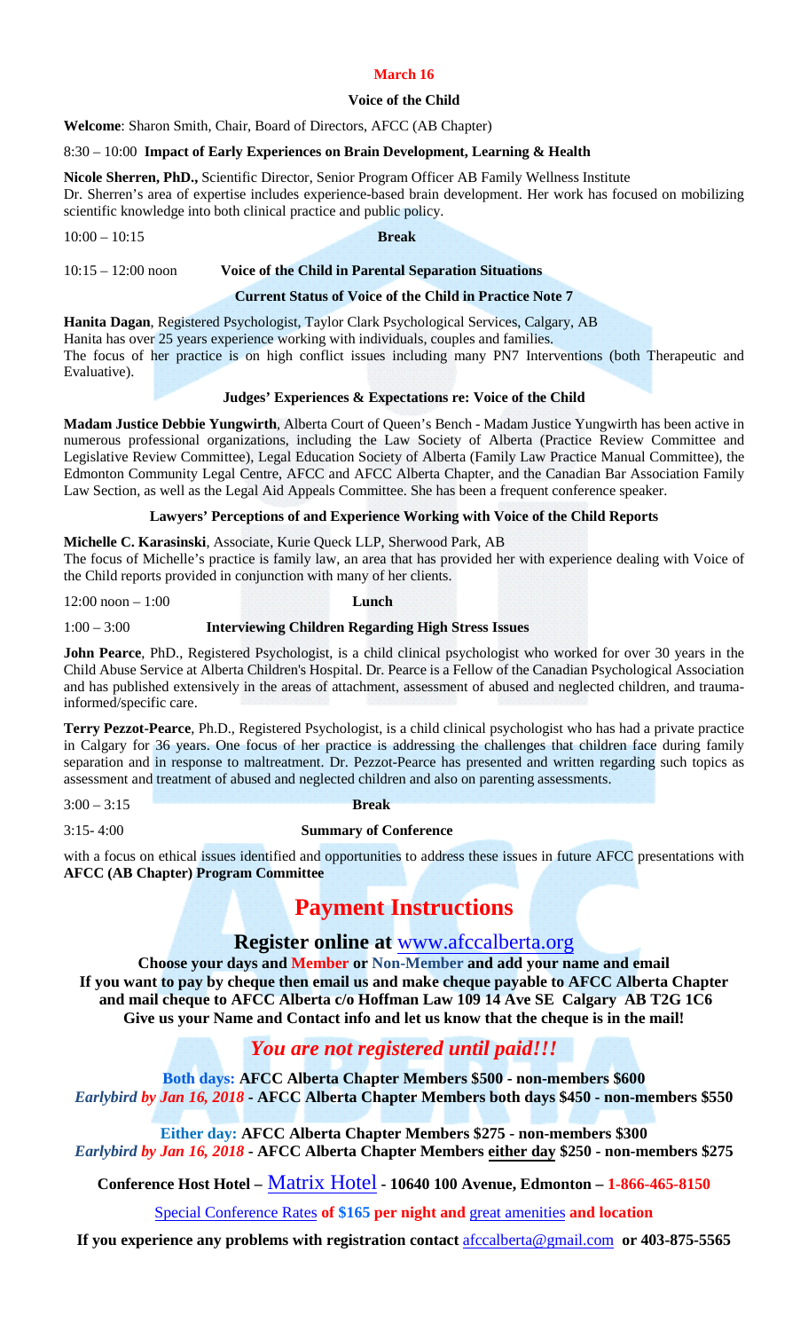**March 16**

**Voice of the Child**

**Welcome**: Sharon Smith, Chair, Board of Directors, AFCC (AB Chapter)

8:30 – 10:00 **Impact of Early Experiences on Brain Development, Learning & Health**

**Nicole Sherren, PhD.,** Scientific Director, Senior Program Officer AB Family Wellness Institute
Dr. Sherren's area of expertise includes experience-based brain development. Her work has focused on mobilizing scientific knowledge into both clinical practice and public policy.

10:00 – 10:15 **Break**

10:15 – 12:00 noon **Voice of the Child in Parental Separation Situations**

**Current Status of Voice of the Child in Practice Note 7**

**Hanita Dagan**, Registered Psychologist, Taylor Clark Psychological Services, Calgary, AB
Hanita has over 25 years experience working with individuals, couples and families.
The focus of her practice is on high conflict issues including many PN7 Interventions (both Therapeutic and Evaluative).

**Judges' Experiences & Expectations re: Voice of the Child**

**Madam Justice Debbie Yungwirth**, Alberta Court of Queen's Bench - Madam Justice Yungwirth has been active in numerous professional organizations, including the Law Society of Alberta (Practice Review Committee and Legislative Review Committee), Legal Education Society of Alberta (Family Law Practice Manual Committee), the Edmonton Community Legal Centre, AFCC and AFCC Alberta Chapter, and the Canadian Bar Association Family Law Section, as well as the Legal Aid Appeals Committee. She has been a frequent conference speaker.

**Lawyers' Perceptions of and Experience Working with Voice of the Child Reports**

**Michelle C. Karasinski**, Associate, Kurie Queck LLP, Sherwood Park, AB
The focus of Michelle's practice is family law, an area that has provided her with experience dealing with Voice of the Child reports provided in conjunction with many of her clients.

12:00 noon – 1:00 **Lunch**

1:00 – 3:00 **Interviewing Children Regarding High Stress Issues**

**John Pearce**, PhD., Registered Psychologist, is a child clinical psychologist who worked for over 30 years in the Child Abuse Service at Alberta Children's Hospital. Dr. Pearce is a Fellow of the Canadian Psychological Association and has published extensively in the areas of attachment, assessment of abused and neglected children, and trauma-informed/specific care.

**Terry Pezzot-Pearce**, Ph.D., Registered Psychologist, is a child clinical psychologist who has had a private practice in Calgary for 36 years. One focus of her practice is addressing the challenges that children face during family separation and in response to maltreatment. Dr. Pezzot-Pearce has presented and written regarding such topics as assessment and treatment of abused and neglected children and also on parenting assessments.

3:00 – 3:15 **Break**

3:15- 4:00 **Summary of Conference**

with a focus on ethical issues identified and opportunities to address these issues in future AFCC presentations with **AFCC (AB Chapter) Program Committee**

# Payment Instructions

## Register online at www.afccalberta.org

**Choose your days and Member or Non-Member and add your name and email**
**If you want to pay by cheque then email us and make cheque payable to AFCC Alberta Chapter and mail cheque to AFCC Alberta c/o Hoffman Law 109 14 Ave SE Calgary AB T2G 1C6**
**Give us your Name and Contact info and let us know that the cheque is in the mail!**

## *You are not registered until paid!!!*

**Both days: AFCC Alberta Chapter Members $500 - non-members $600**
***Earlybird by Jan 16, 2018* - AFCC Alberta Chapter Members both days $450 - non-members $550**

**Either day: AFCC Alberta Chapter Members $275 - non-members $300**
***Earlybird by Jan 16, 2018* - AFCC Alberta Chapter Members either day $250 - non-members $275**

**Conference Host Hotel – Matrix Hotel - 10640 100 Avenue, Edmonton – 1-866-465-8150**

Special Conference Rates **of $165 per night and** great amenities **and location**

**If you experience any problems with registration contact** afccalberta@gmail.com **or 403-875-5565**